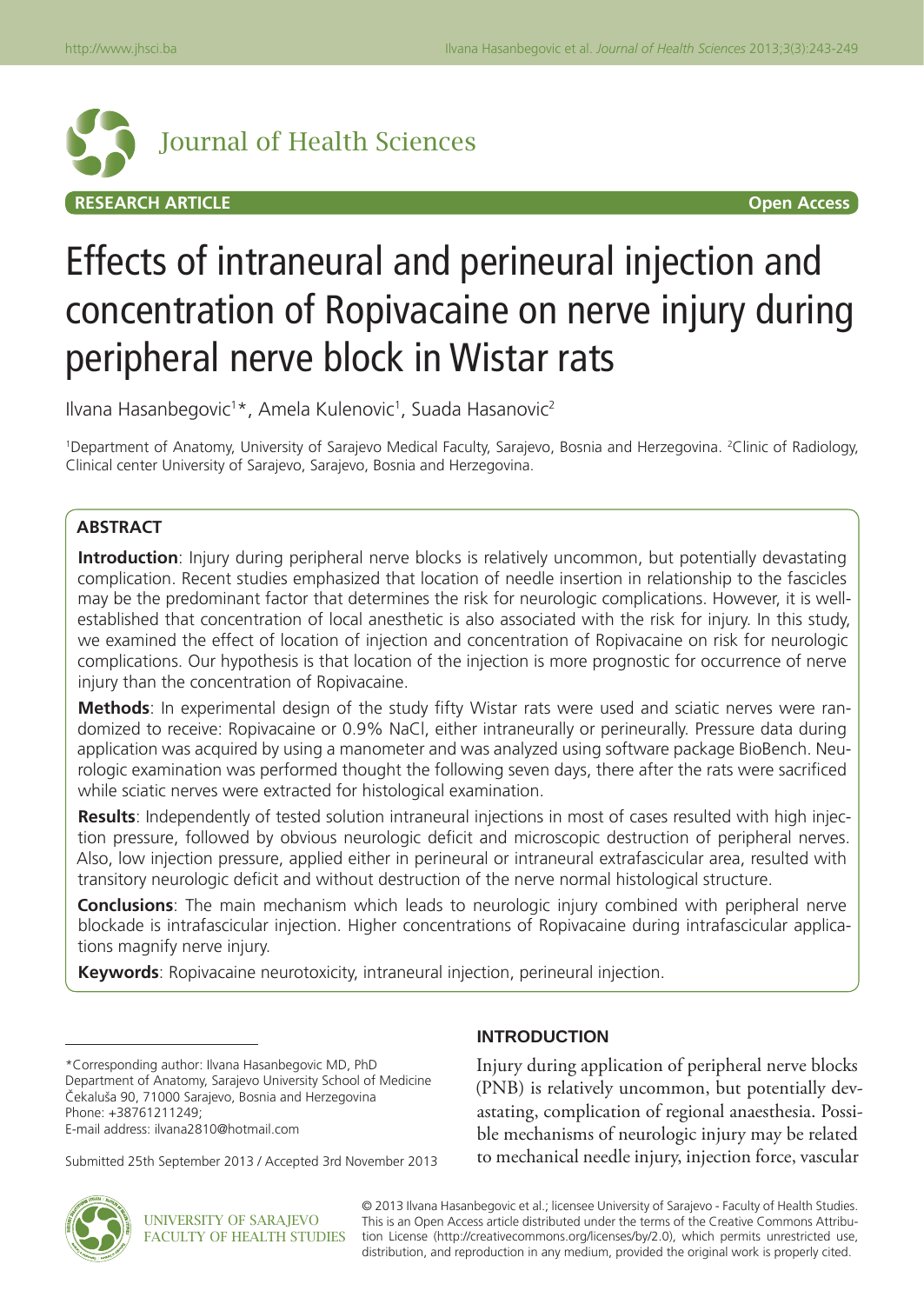Journal of Health Sciences

**RESEARCH ARTICLE** **Open Access**

# Effects of intraneural and perineural injection and concentration of Ropivacaine on nerve injury during peripheral nerve block in Wistar rats

Ilvana Hasanbegovic[1]*, Amela Kulenovic[1], Suada Hasanovic[2]

[1]Department of Anatomy, University of Sarajevo Medical Faculty, Sarajevo, Bosnia and Herzegovina. [2]Clinic of Radiology, Clinical center University of Sarajevo, Sarajevo, Bosnia and Herzegovina.

## ABSTRACT

**Introduction**: Injury during peripheral nerve blocks is relatively uncommon, but potentially devastating complication. Recent studies emphasized that location of needle insertion in relationship to the fascicles may be the predominant factor that determines the risk for neurologic complications. However, it is well-established that concentration of local anesthetic is also associated with the risk for injury. In this study, we examined the effect of location of injection and concentration of Ropivacaine on risk for neurologic complications. Our hypothesis is that location of the injection is more prognostic for occurrence of nerve injury than the concentration of Ropivacaine.

**Methods**: In experimental design of the study fifty Wistar rats were used and sciatic nerves were randomized to receive: Ropivacaine or 0.9% NaCl, either intraneurally or perineurally. Pressure data during application was acquired by using a manometer and was analyzed using software package BioBench. Neurologic examination was performed thought the following seven days, there after the rats were sacrificed while sciatic nerves were extracted for histological examination.

**Results**: Independently of tested solution intraneural injections in most of cases resulted with high injection pressure, followed by obvious neurologic deficit and microscopic destruction of peripheral nerves. Also, low injection pressure, applied either in perineural or intraneural extrafascicular area, resulted with transitory neurologic deficit and without destruction of the nerve normal histological structure.

**Conclusions**: The main mechanism which leads to neurologic injury combined with peripheral nerve blockade is intrafascicular injection. Higher concentrations of Ropivacaine during intrafascicular applications magnify nerve injury.

**Keywords**: Ropivacaine neurotoxicity, intraneural injection, perineural injection.

*Corresponding author: Ilvana Hasanbegovic MD, PhD
Department of Anatomy, Sarajevo University School of Medicine
Čekaluša 90, 71000 Sarajevo, Bosnia and Herzegovina
Phone: +38761211249;
E-mail address: ilvana2810@hotmail.com

Submitted 25th September 2013 / Accepted 3rd November 2013

## INTRODUCTION

Injury during application of peripheral nerve blocks (PNB) is relatively uncommon, but potentially devastating, complication of regional anaesthesia. Possible mechanisms of neurologic injury may be related to mechanical needle injury, injection force, vascular

UNIVERSITY OF SARAJEVO
FACULTY OF HEALTH STUDIES

© 2013 Ilvana Hasanbegovic et al.; licensee University of Sarajevo - Faculty of Health Studies. This is an Open Access article distributed under the terms of the Creative Commons Attribution License (http://creativecommons.org/licenses/by/2.0), which permits unrestricted use, distribution, and reproduction in any medium, provided the original work is properly cited.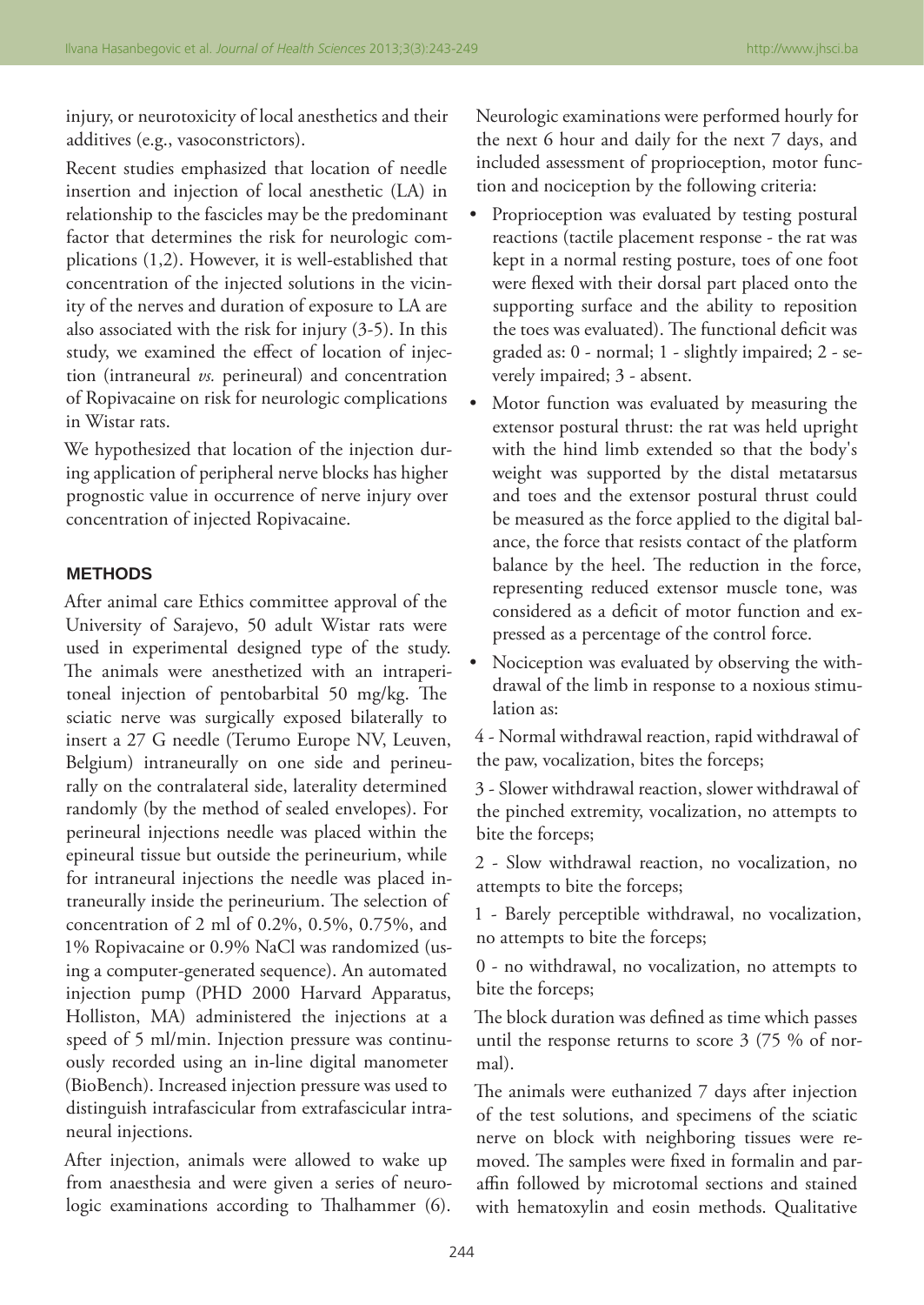injury, or neurotoxicity of local anesthetics and their additives (e.g., vasoconstrictors).

Recent studies emphasized that location of needle insertion and injection of local anesthetic (LA) in relationship to the fascicles may be the predominant factor that determines the risk for neurologic complications (1,2). However, it is well-established that concentration of the injected solutions in the vicinity of the nerves and duration of exposure to LA are also associated with the risk for injury (3-5). In this study, we examined the effect of location of injection (intraneural *vs.* perineural) and concentration of Ropivacaine on risk for neurologic complications in Wistar rats.

We hypothesized that location of the injection during application of peripheral nerve blocks has higher prognostic value in occurrence of nerve injury over concentration of injected Ropivacaine.

## METHODS

After animal care Ethics committee approval of the University of Sarajevo, 50 adult Wistar rats were used in experimental designed type of the study. The animals were anesthetized with an intraperitoneal injection of pentobarbital 50 mg/kg. The sciatic nerve was surgically exposed bilaterally to insert a 27 G needle (Terumo Europe NV, Leuven, Belgium) intraneurally on one side and perineurally on the contralateral side, laterality determined randomly (by the method of sealed envelopes). For perineural injections needle was placed within the epineural tissue but outside the perineurium, while for intraneural injections the needle was placed intraneurally inside the perineurium. The selection of concentration of 2 ml of 0.2%, 0.5%, 0.75%, and 1% Ropivacaine or 0.9% NaCl was randomized (using a computer-generated sequence). An automated injection pump (PHD 2000 Harvard Apparatus, Holliston, MA) administered the injections at a speed of 5 ml/min. Injection pressure was continuously recorded using an in-line digital manometer (BioBench). Increased injection pressure was used to distinguish intrafascicular from extrafascicular intraneural injections.

After injection, animals were allowed to wake up from anaesthesia and were given a series of neurologic examinations according to Thalhammer (6). Neurologic examinations were performed hourly for the next 6 hour and daily for the next 7 days, and included assessment of proprioception, motor function and nociception by the following criteria:

- Proprioception was evaluated by testing postural reactions (tactile placement response - the rat was kept in a normal resting posture, toes of one foot were flexed with their dorsal part placed onto the supporting surface and the ability to reposition the toes was evaluated). The functional deficit was graded as: 0 - normal; 1 - slightly impaired; 2 - severely impaired; 3 - absent.
- Motor function was evaluated by measuring the extensor postural thrust: the rat was held upright with the hind limb extended so that the body's weight was supported by the distal metatarsus and toes and the extensor postural thrust could be measured as the force applied to the digital balance, the force that resists contact of the platform balance by the heel. The reduction in the force, representing reduced extensor muscle tone, was considered as a deficit of motor function and expressed as a percentage of the control force.
- Nociception was evaluated by observing the withdrawal of the limb in response to a noxious stimulation as:

4 - Normal withdrawal reaction, rapid withdrawal of the paw, vocalization, bites the forceps;

3 - Slower withdrawal reaction, slower withdrawal of the pinched extremity, vocalization, no attempts to bite the forceps;

2 - Slow withdrawal reaction, no vocalization, no attempts to bite the forceps;

1 - Barely perceptible withdrawal, no vocalization, no attempts to bite the forceps;

0 - no withdrawal, no vocalization, no attempts to bite the forceps;

The block duration was defined as time which passes until the response returns to score 3 (75 % of normal).

The animals were euthanized 7 days after injection of the test solutions, and specimens of the sciatic nerve on block with neighboring tissues were removed. The samples were fixed in formalin and paraffin followed by microtomal sections and stained with hematoxylin and eosin methods. Qualitative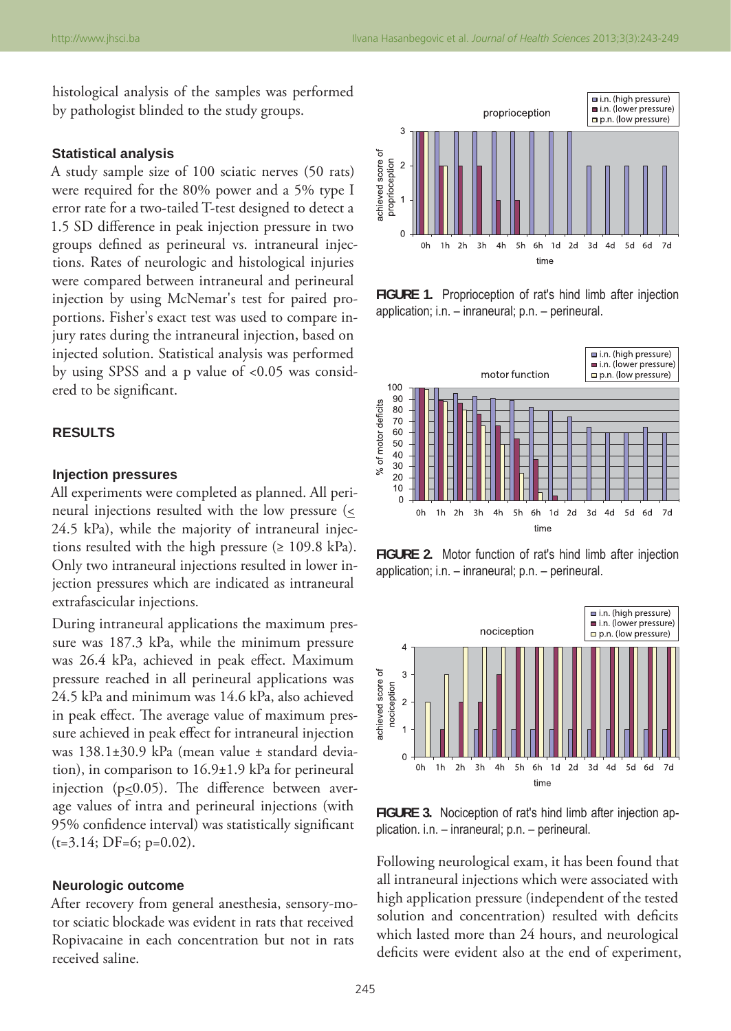histological analysis of the samples was performed by pathologist blinded to the study groups.

### Statistical analysis

A study sample size of 100 sciatic nerves (50 rats) were required for the 80% power and a 5% type I error rate for a two-tailed T-test designed to detect a 1.5 SD difference in peak injection pressure in two groups defined as perineural vs. intraneural injections. Rates of neurologic and histological injuries were compared between intraneural and perineural injection by using McNemar's test for paired proportions. Fisher's exact test was used to compare injury rates during the intraneural injection, based on injected solution. Statistical analysis was performed by using SPSS and a p value of <0.05 was considered to be significant.

## RESULTS

### Injection pressures

All experiments were completed as planned. All perineural injections resulted with the low pressure ($\leq$ 24.5 kPa), while the majority of intraneural injections resulted with the high pressure ($\geq$ 109.8 kPa). Only two intraneural injections resulted in lower injection pressures which are indicated as intraneural extrafascicular injections.

During intraneural applications the maximum pressure was 187.3 kPa, while the minimum pressure was 26.4 kPa, achieved in peak effect. Maximum pressure reached in all perineural applications was 24.5 kPa and minimum was 14.6 kPa, also achieved in peak effect. The average value of maximum pressure achieved in peak effect for intraneural injection was 138.1±30.9 kPa (mean value ± standard deviation), in comparison to 16.9±1.9 kPa for perineural injection ($p \leq 0.05$). The difference between average values of intra and perineural injections (with 95% confidence interval) was statistically significant ($t=3.14$; $DF=6$; $p=0.02$).

### Neurologic outcome

After recovery from general anesthesia, sensory-motor sciatic blockade was evident in rats that received Ropivacaine in each concentration but not in rats received saline.

**FIGURE 1.** Proprioception of rat's hind limb after injection application; i.n. – inraneural; p.n. – perineural.

**FIGURE 2.** Motor function of rat's hind limb after injection application; i.n. – inraneural; p.n. – perineural.

**FIGURE 3.** Nociception of rat's hind limb after injection application. i.n. – inraneural; p.n. – perineural.

Following neurological exam, it has been found that all intraneural injections which were associated with high application pressure (independent of the tested solution and concentration) resulted with deficits which lasted more than 24 hours, and neurological deficits were evident also at the end of experiment,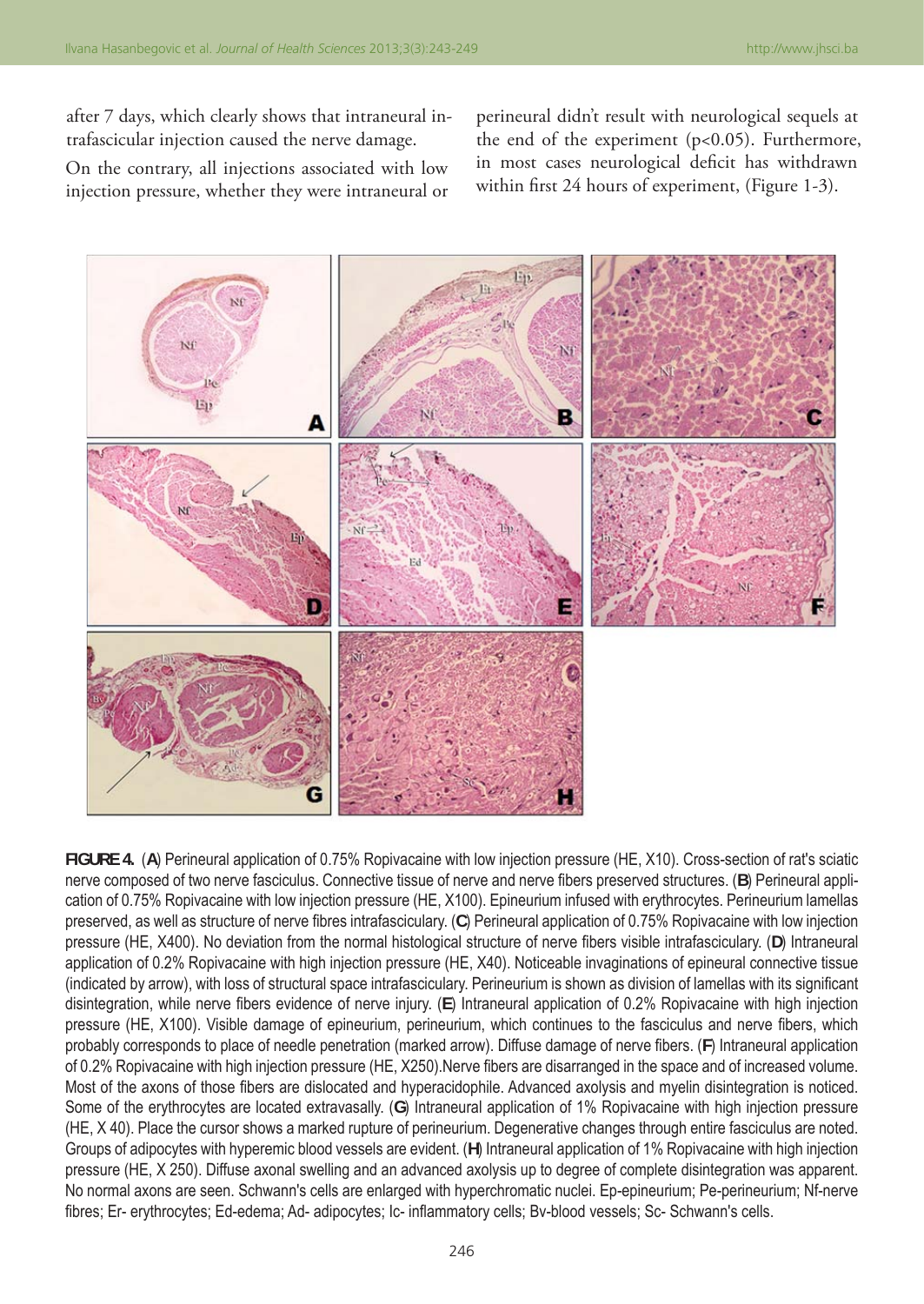after 7 days, which clearly shows that intraneural intrafascicular injection caused the nerve damage.

On the contrary, all injections associated with low injection pressure, whether they were intraneural or perineural didn't result with neurological sequels at the end of the experiment ($p<0.05$). Furthermore, in most cases neurological deficit has withdrawn within first 24 hours of experiment, (Figure 1-3).

**FIGURE 4.** (**A**) Perineural application of 0.75% Ropivacaine with low injection pressure (HE, X10). Cross-section of rat's sciatic nerve composed of two nerve fasciculus. Connective tissue of nerve and nerve fibers preserved structures. (**B**) Perineural application of 0.75% Ropivacaine with low injection pressure (HE, X100). Epineurium infused with erythrocytes. Perineurium lamellas preserved, as well as structure of nerve fibres intrafascicularly. (**C**) Perineural application of 0.75% Ropivacaine with low injection pressure (HE, X400). No deviation from the normal histological structure of nerve fibers visible intrafascicularly. (**D**) Intraneural application of 0.2% Ropivacaine with high injection pressure (HE, X40). Noticeable invaginations of epineural connective tissue (indicated by arrow), with loss of structural space intrafascicularly. Perineurium is shown as division of lamellas with its significant disintegration, while nerve fibers evidence of nerve injury. (**E**) Intraneural application of 0.2% Ropivacaine with high injection pressure (HE, X100). Visible damage of epineurium, perineurium, which continues to the fasciculus and nerve fibers, which probably corresponds to place of needle penetration (marked arrow). Diffuse damage of nerve fibers. (**F**) Intraneural application of 0.2% Ropivacaine with high injection pressure (HE, X250).Nerve fibers are disarranged in the space and of increased volume. Most of the axons of those fibers are dislocated and hyperacidophile. Advanced axolysis and myelin disintegration is noticed. Some of the erythrocytes are located extravasally. (**G**) Intraneural application of 1% Ropivacaine with high injection pressure (HE, X 40). Place the cursor shows a marked rupture of perineurium. Degenerative changes through entire fasciculus are noted. Groups of adipocytes with hyperemic blood vessels are evident. (**H**) Intraneural application of 1% Ropivacaine with high injection pressure (HE, X 250). Diffuse axonal swelling and an advanced axolysis up to degree of complete disintegration was apparent. No normal axons are seen. Schwann's cells are enlarged with hyperchromatic nuclei. Ep-epineurium; Pe-perineurium; Nf-nerve fibres; Er- erythrocytes; Ed-edema; Ad- adipocytes; Ic- inflammatory cells; Bv-blood vessels; Sc- Schwann's cells.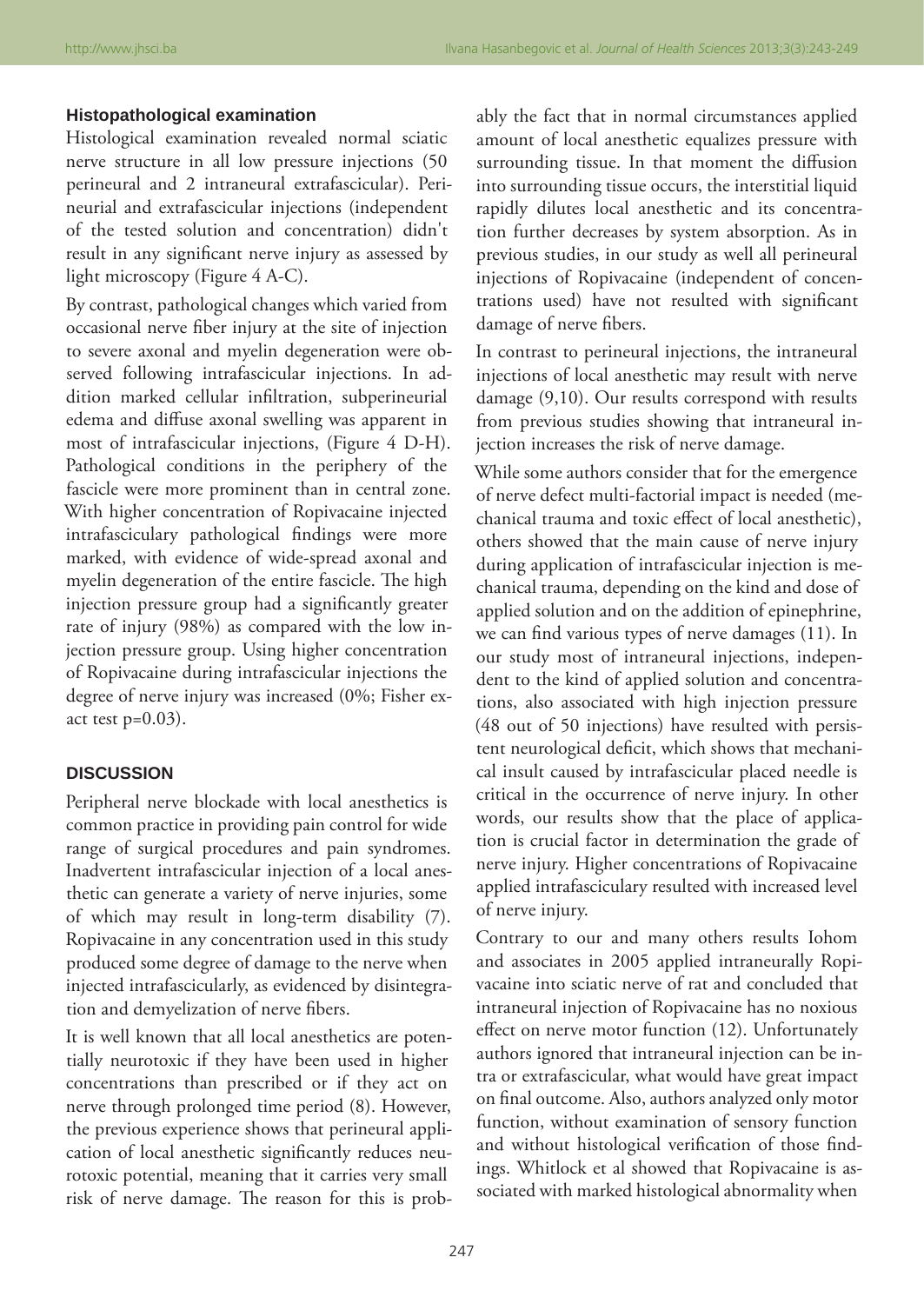### Histopathological examination

Histological examination revealed normal sciatic nerve structure in all low pressure injections (50 perineural and 2 intraneural extrafascicular). Perineurial and extrafascicular injections (independent of the tested solution and concentration) didn't result in any significant nerve injury as assessed by light microscopy (Figure 4 A-C).

By contrast, pathological changes which varied from occasional nerve fiber injury at the site of injection to severe axonal and myelin degeneration were observed following intrafascicular injections. In addition marked cellular infiltration, subperineurial edema and diffuse axonal swelling was apparent in most of intrafascicular injections, (Figure 4 D-H). Pathological conditions in the periphery of the fascicle were more prominent than in central zone. With higher concentration of Ropivacaine injected intrafascicularly pathological findings were more marked, with evidence of wide-spread axonal and myelin degeneration of the entire fascicle. The high injection pressure group had a significantly greater rate of injury (98%) as compared with the low injection pressure group. Using higher concentration of Ropivacaine during intrafascicular injections the degree of nerve injury was increased (0%; Fisher exact test p=0.03).

## DISCUSSION

Peripheral nerve blockade with local anesthetics is common practice in providing pain control for wide range of surgical procedures and pain syndromes. Inadvertent intrafascicular injection of a local anesthetic can generate a variety of nerve injuries, some of which may result in long-term disability (7). Ropivacaine in any concentration used in this study produced some degree of damage to the nerve when injected intrafascicularly, as evidenced by disintegration and demyelization of nerve fibers.

It is well known that all local anesthetics are potentially neurotoxic if they have been used in higher concentrations than prescribed or if they act on nerve through prolonged time period (8). However, the previous experience shows that perineural application of local anesthetic significantly reduces neurotoxic potential, meaning that it carries very small risk of nerve damage. The reason for this is probably the fact that in normal circumstances applied amount of local anesthetic equalizes pressure with surrounding tissue. In that moment the diffusion into surrounding tissue occurs, the interstitial liquid rapidly dilutes local anesthetic and its concentration further decreases by system absorption. As in previous studies, in our study as well all perineural injections of Ropivacaine (independent of concentrations used) have not resulted with significant damage of nerve fibers.

In contrast to perineural injections, the intraneural injections of local anesthetic may result with nerve damage (9,10). Our results correspond with results from previous studies showing that intraneural injection increases the risk of nerve damage.

While some authors consider that for the emergence of nerve defect multi-factorial impact is needed (mechanical trauma and toxic effect of local anesthetic), others showed that the main cause of nerve injury during application of intrafascicular injection is mechanical trauma, depending on the kind and dose of applied solution and on the addition of epinephrine, we can find various types of nerve damages (11). In our study most of intraneural injections, independent to the kind of applied solution and concentrations, also associated with high injection pressure (48 out of 50 injections) have resulted with persistent neurological deficit, which shows that mechanical insult caused by intrafascicular placed needle is critical in the occurrence of nerve injury. In other words, our results show that the place of application is crucial factor in determination the grade of nerve injury. Higher concentrations of Ropivacaine applied intrafascicularly resulted with increased level of nerve injury.

Contrary to our and many others results Iohom and associates in 2005 applied intraneurally Ropivacaine into sciatic nerve of rat and concluded that intraneural injection of Ropivacaine has no noxious effect on nerve motor function (12). Unfortunately authors ignored that intraneural injection can be intra or extrafascicular, what would have great impact on final outcome. Also, authors analyzed only motor function, without examination of sensory function and without histological verification of those findings. Whitlock et al showed that Ropivacaine is associated with marked histological abnormality when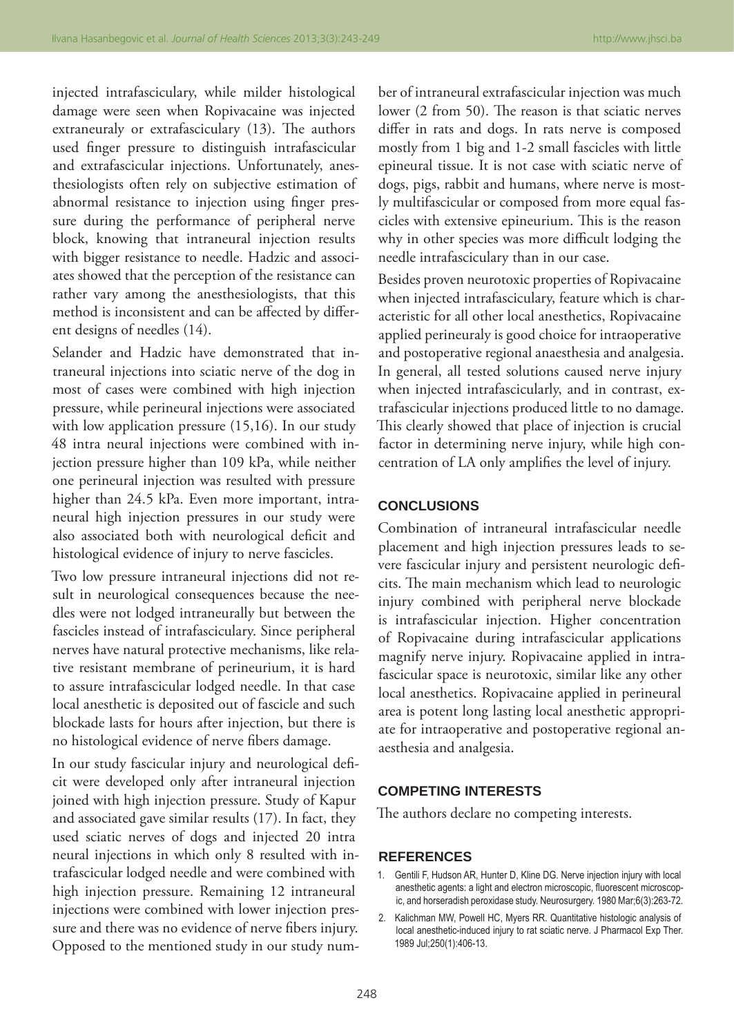injected intrafascicularly, while milder histological damage were seen when Ropivacaine was injected extraneuraly or extrafascicularly (13). The authors used finger pressure to distinguish intrafascicular and extrafascicular injections. Unfortunately, anesthesiologists often rely on subjective estimation of abnormal resistance to injection using finger pressure during the performance of peripheral nerve block, knowing that intraneural injection results with bigger resistance to needle. Hadzic and associates showed that the perception of the resistance can rather vary among the anesthesiologists, that this method is inconsistent and can be affected by different designs of needles (14).

Selander and Hadzic have demonstrated that intraneural injections into sciatic nerve of the dog in most of cases were combined with high injection pressure, while perineural injections were associated with low application pressure (15,16). In our study 48 intra neural injections were combined with injection pressure higher than 109 kPa, while neither one perineural injection was resulted with pressure higher than 24.5 kPa. Even more important, intraneural high injection pressures in our study were also associated both with neurological deficit and histological evidence of injury to nerve fascicles.

Two low pressure intraneural injections did not result in neurological consequences because the needles were not lodged intraneurally but between the fascicles instead of intrafascicularly. Since peripheral nerves have natural protective mechanisms, like relative resistant membrane of perineurium, it is hard to assure intrafascicular lodged needle. In that case local anesthetic is deposited out of fascicle and such blockade lasts for hours after injection, but there is no histological evidence of nerve fibers damage.

In our study fascicular injury and neurological deficit were developed only after intraneural injection joined with high injection pressure. Study of Kapur and associated gave similar results (17). In fact, they used sciatic nerves of dogs and injected 20 intra neural injections in which only 8 resulted with intrafascicular lodged needle and were combined with high injection pressure. Remaining 12 intraneural injections were combined with lower injection pressure and there was no evidence of nerve fibers injury. Opposed to the mentioned study in our study number of intraneural extrafascicular injection was much lower (2 from 50). The reason is that sciatic nerves differ in rats and dogs. In rats nerve is composed mostly from 1 big and 1-2 small fascicles with little epineural tissue. It is not case with sciatic nerve of dogs, pigs, rabbit and humans, where nerve is mostly multifascicular or composed from more equal fascicles with extensive epineurium. This is the reason why in other species was more difficult lodging the needle intrafascicularly than in our case.

Besides proven neurotoxic properties of Ropivacaine when injected intrafascicularly, feature which is characteristic for all other local anesthetics, Ropivacaine applied perineuraly is good choice for intraoperative and postoperative regional anaesthesia and analgesia. In general, all tested solutions caused nerve injury when injected intrafascicularly, and in contrast, extrafascicular injections produced little to no damage. This clearly showed that place of injection is crucial factor in determining nerve injury, while high concentration of LA only amplifies the level of injury.

## CONCLUSIONS

Combination of intraneural intrafascicular needle placement and high injection pressures leads to severe fascicular injury and persistent neurologic deficits. The main mechanism which lead to neurologic injury combined with peripheral nerve blockade is intrafascicular injection. Higher concentration of Ropivacaine during intrafascicular applications magnify nerve injury. Ropivacaine applied in intrafascicular space is neurotoxic, similar like any other local anesthetics. Ropivacaine applied in perineural area is potent long lasting local anesthetic appropriate for intraoperative and postoperative regional anaesthesia and analgesia.

## COMPETING INTERESTS

The authors declare no competing interests.

## REFERENCES

1. Gentili F, Hudson AR, Hunter D, Kline DG. Nerve injection injury with local anesthetic agents: a light and electron microscopic, fluorescent microscopic, and horseradish peroxidase study. Neurosurgery. 1980 Mar;6(3):263-72.
2. Kalichman MW, Powell HC, Myers RR. Quantitative histologic analysis of local anesthetic-induced injury to rat sciatic nerve. J Pharmacol Exp Ther. 1989 Jul;250(1):406-13.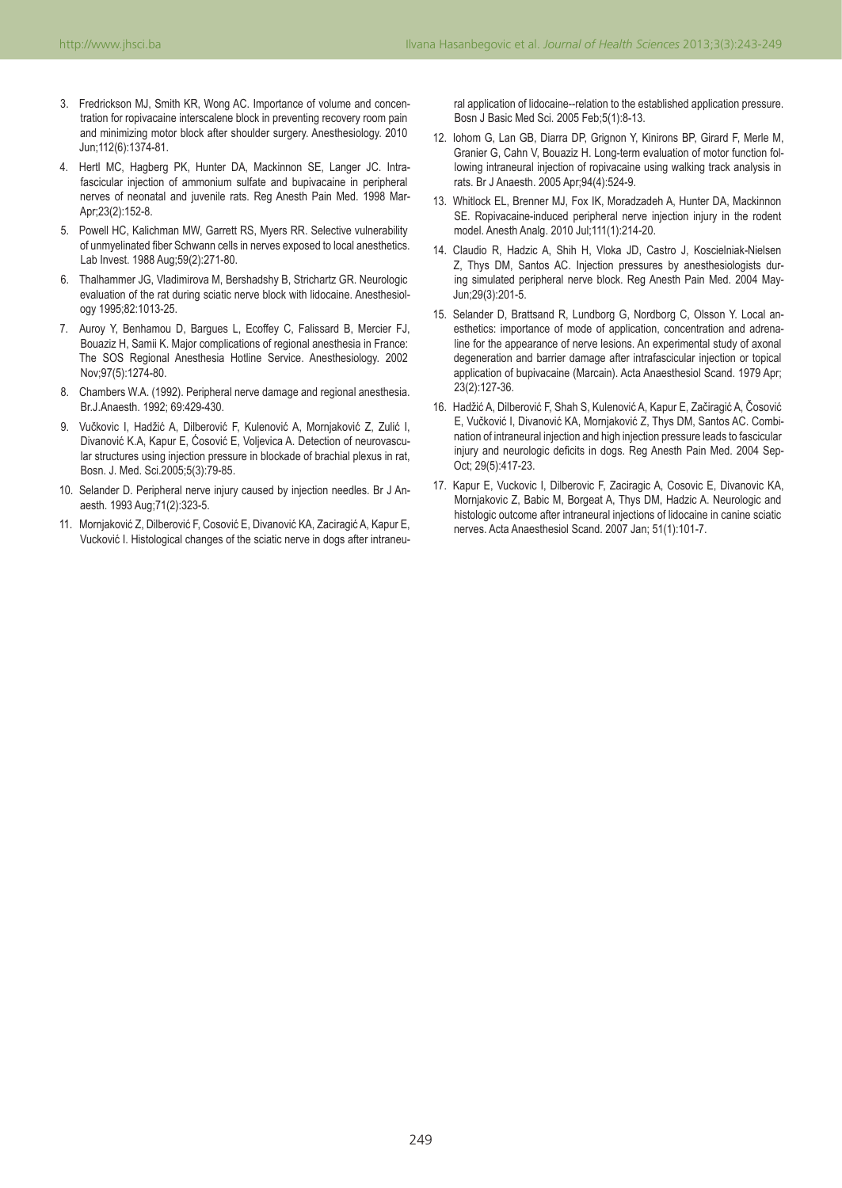3. Fredrickson MJ, Smith KR, Wong AC. Importance of volume and concentration for ropivacaine interscalene block in preventing recovery room pain and minimizing motor block after shoulder surgery. Anesthesiology. 2010 Jun;112(6):1374-81.
4. Hertl MC, Hagberg PK, Hunter DA, Mackinnon SE, Langer JC. Intrafascicular injection of ammonium sulfate and bupivacaine in peripheral nerves of neonatal and juvenile rats. Reg Anesth Pain Med. 1998 Mar-Apr;23(2):152-8.
5. Powell HC, Kalichman MW, Garrett RS, Myers RR. Selective vulnerability of unmyelinated fiber Schwann cells in nerves exposed to local anesthetics. Lab Invest. 1988 Aug;59(2):271-80.
6. Thalhammer JG, Vladimirova M, Bershadshy B, Strichartz GR. Neurologic evaluation of the rat during sciatic nerve block with lidocaine. Anesthesiology 1995;82:1013-25.
7. Auroy Y, Benhamou D, Bargues L, Ecoffey C, Falissard B, Mercier FJ, Bouaziz H, Samii K. Major complications of regional anesthesia in France: The SOS Regional Anesthesia Hotline Service. Anesthesiology. 2002 Nov;97(5):1274-80.
8. Chambers W.A. (1992). Peripheral nerve damage and regional anesthesia. Br.J.Anaesth. 1992; 69:429-430.
9. Vučkovic I, Hadžić A, Dilberović F, Kulenović A, Mornjaković Z, Zulić I, Divanović K.A, Kapur E, Ćosović E, Voljevica A. Detection of neurovascular structures using injection pressure in blockade of brachial plexus in rat, Bosn. J. Med. Sci.2005;5(3):79-85.
10. Selander D. Peripheral nerve injury caused by injection needles. Br J Anaesth. 1993 Aug;71(2):323-5.
11. Mornjaković Z, Dilberović F, Cosović E, Divanović KA, Zaciragić A, Kapur E, Vucković I. Histological changes of the sciatic nerve in dogs after intraneural application of lidocaine--relation to the established application pressure. Bosn J Basic Med Sci. 2005 Feb;5(1):8-13.
12. Iohom G, Lan GB, Diarra DP, Grignon Y, Kinirons BP, Girard F, Merle M, Granier G, Cahn V, Bouaziz H. Long-term evaluation of motor function following intraneural injection of ropivacaine using walking track analysis in rats. Br J Anaesth. 2005 Apr;94(4):524-9.
13. Whitlock EL, Brenner MJ, Fox IK, Moradzadeh A, Hunter DA, Mackinnon SE. Ropivacaine-induced peripheral nerve injection injury in the rodent model. Anesth Analg. 2010 Jul;111(1):214-20.
14. Claudio R, Hadzic A, Shih H, Vloka JD, Castro J, Koscielniak-Nielsen Z, Thys DM, Santos AC. Injection pressures by anesthesiologists during simulated peripheral nerve block. Reg Anesth Pain Med. 2004 May-Jun;29(3):201-5.
15. Selander D, Brattsand R, Lundborg G, Nordborg C, Olsson Y. Local anesthetics: importance of mode of application, concentration and adrenaline for the appearance of nerve lesions. An experimental study of axonal degeneration and barrier damage after intrafascicular injection or topical application of bupivacaine (Marcain). Acta Anaesthesiol Scand. 1979 Apr; 23(2):127-36.
16. Hadžić A, Dilberović F, Shah S, Kulenović A, Kapur E, Začiragić A, Čosović E, Vučković I, Divanović KA, Mornjaković Z, Thys DM, Santos AC. Combination of intraneural injection and high injection pressure leads to fascicular injury and neurologic deficits in dogs. Reg Anesth Pain Med. 2004 Sep-Oct; 29(5):417-23.
17. Kapur E, Vuckovic I, Dilberovic F, Zaciragic A, Cosovic E, Divanovic KA, Mornjakovic Z, Babic M, Borgeat A, Thys DM, Hadzic A. Neurologic and histologic outcome after intraneural injections of lidocaine in canine sciatic nerves. Acta Anaesthesiol Scand. 2007 Jan; 51(1):101-7.